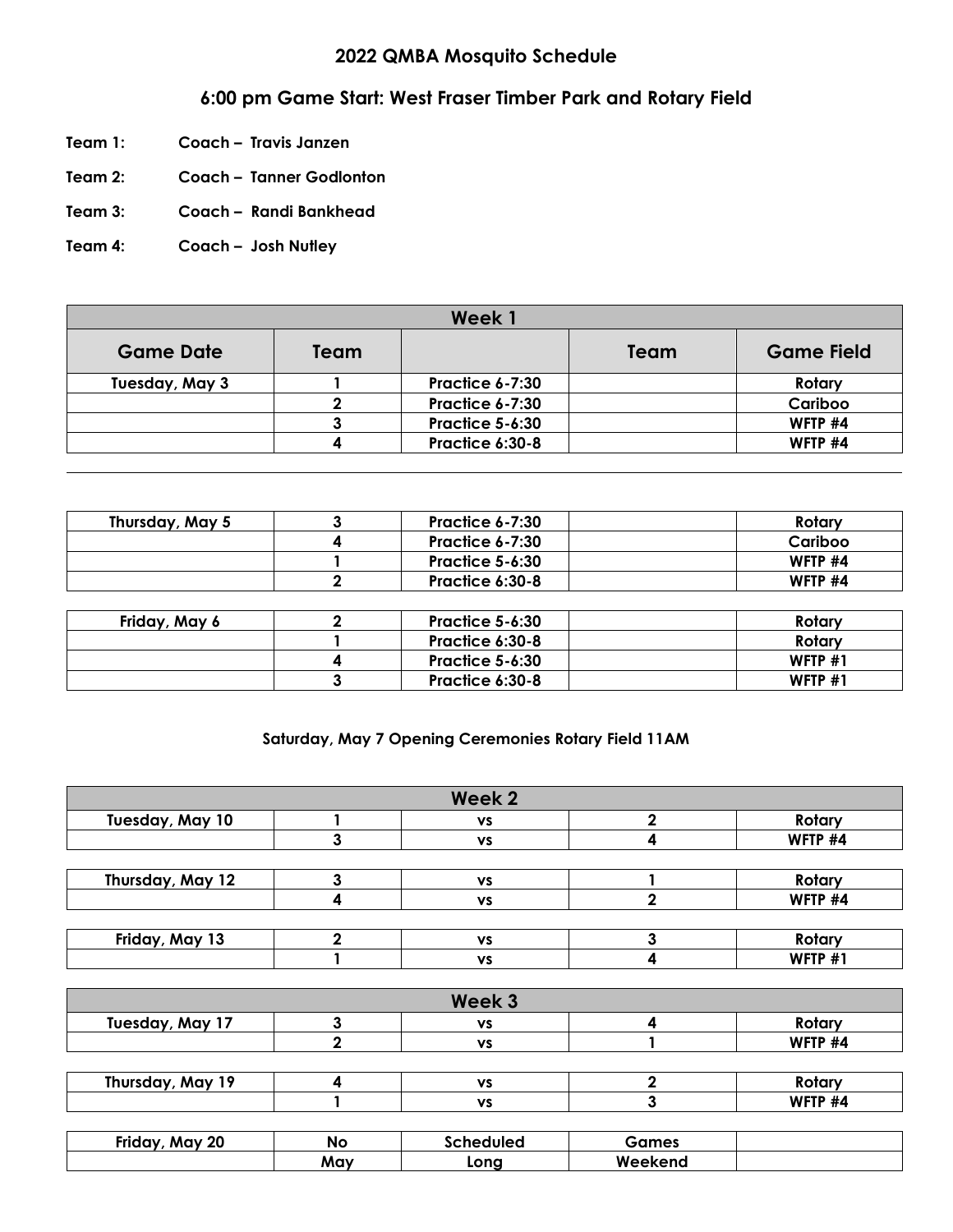## 2022 QMBA Mosquito Schedule

## 6:00 pm Game Start: West Fraser Timber Park and Rotary Field

**Team 1:** Coach – Travis Janzen

**Team 2:** Coach – Tanner Godlonton

**Team 3:** Coach – Randi Bankhead

**Team 4:** Coach – Josh Nutley

| Week 1 | | | | |
|---|---|---|---|---|
| **Game Date** | **Team** | | **Team** | **Game Field** |
| Tuesday, May 3 | 1 | Practice 6-7:30 | | Rotary |
| | 2 | Practice 6-7:30 | | Cariboo |
| | 3 | Practice 5-6:30 | | WFTP #4 |
| | 4 | Practice 6:30-8 | | WFTP #4 |
| Thursday, May 5 | 3 | Practice 6-7:30 | | Rotary |
| | 4 | Practice 6-7:30 | | Cariboo |
| | 1 | Practice 5-6:30 | | WFTP #4 |
| | 2 | Practice 6:30-8 | | WFTP #4 |
| Friday, May 6 | 2 | Practice 5-6:30 | | Rotary |
| | 1 | Practice 6:30-8 | | Rotary |
| | 4 | Practice 5-6:30 | | WFTP #1 |
| | 3 | Practice 6:30-8 | | WFTP #1 |

**Saturday, May 7 Opening Ceremonies Rotary Field 11AM**

| Week 2 | | | | |
|---|---|---|---|---|
| Tuesday, May 10 | 1 | vs | 2 | Rotary |
| | 3 | vs | 4 | WFTP #4 |
| Thursday, May 12 | 3 | vs | 1 | Rotary |
| | 4 | vs | 2 | WFTP #4 |
| Friday, May 13 | 2 | vs | 3 | Rotary |
| | 1 | vs | 4 | WFTP #1 |

| Week 3 | | | | |
|---|---|---|---|---|
| Tuesday, May 17 | 3 | vs | 4 | Rotary |
| | 2 | vs | 1 | WFTP #4 |
| Thursday, May 19 | 4 | vs | 2 | Rotary |
| | 1 | vs | 3 | WFTP #4 |
| Friday, May 20 | No | Scheduled | Games | |
| | May | Long | Weekend | |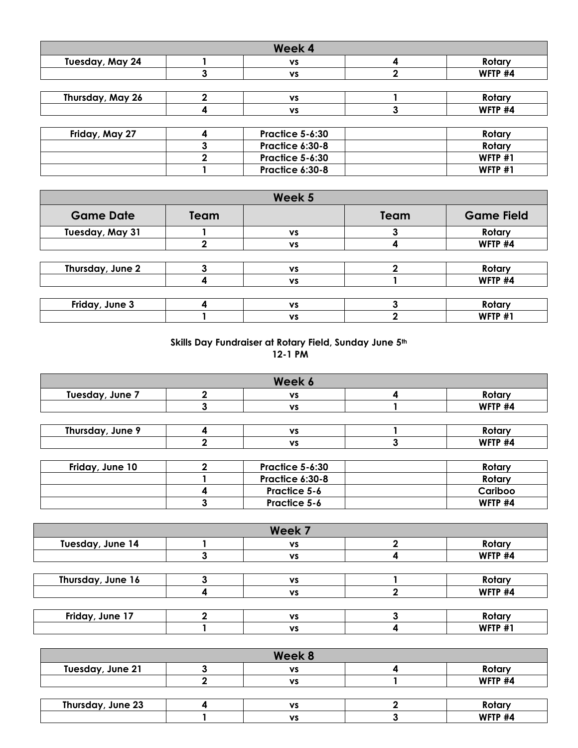| Week 4 | | | | |
|---|---|---|---|---|
| Tuesday, May 24 | 1 | vs | 4 | Rotary |
| | 3 | vs | 2 | WFTP #4 |
| | | | | |
| Thursday, May 26 | 2 | vs | 1 | Rotary |
| | 4 | vs | 3 | WFTP #4 |
| | | | | |
| Friday, May 27 | 4 | Practice 5-6:30 | | Rotary |
| | 3 | Practice 6:30-8 | | Rotary |
| | 2 | Practice 5-6:30 | | WFTP #1 |
| | 1 | Practice 6:30-8 | | WFTP #1 |

| Week 5 | | | | |
|---|---|---|---|---|
| Game Date | Team | | Team | Game Field |
| Tuesday, May 31 | 1 | vs | 3 | Rotary |
| | 2 | vs | 4 | WFTP #4 |
| | | | | |
| Thursday, June 2 | 3 | vs | 2 | Rotary |
| | 4 | vs | 1 | WFTP #4 |
| | | | | |
| Friday, June 3 | 4 | vs | 3 | Rotary |
| | 1 | vs | 2 | WFTP #1 |

**Skills Day Fundraiser at Rotary Field, Sunday June 5th**
**12-1 PM**

| Week 6 | | | | |
|---|---|---|---|---|
| Tuesday, June 7 | 2 | vs | 4 | Rotary |
| | 3 | vs | 1 | WFTP #4 |
| | | | | |
| Thursday, June 9 | 4 | vs | 1 | Rotary |
| | 2 | vs | 3 | WFTP #4 |
| | | | | |
| Friday, June 10 | 2 | Practice 5-6:30 | | Rotary |
| | 1 | Practice 6:30-8 | | Rotary |
| | 4 | Practice 5-6 | | Cariboo |
| | 3 | Practice 5-6 | | WFTP #4 |

| Week 7 | | | | |
|---|---|---|---|---|
| Tuesday, June 14 | 1 | vs | 2 | Rotary |
| | 3 | vs | 4 | WFTP #4 |
| | | | | |
| Thursday, June 16 | 3 | vs | 1 | Rotary |
| | 4 | vs | 2 | WFTP #4 |
| | | | | |
| Friday, June 17 | 2 | vs | 3 | Rotary |
| | 1 | vs | 4 | WFTP #1 |

| Week 8 | | | | |
|---|---|---|---|---|
| Tuesday, June 21 | 3 | vs | 4 | Rotary |
| | 2 | vs | 1 | WFTP #4 |
| | | | | |
| Thursday, June 23 | 4 | vs | 2 | Rotary |
| | 1 | vs | 3 | WFTP #4 |